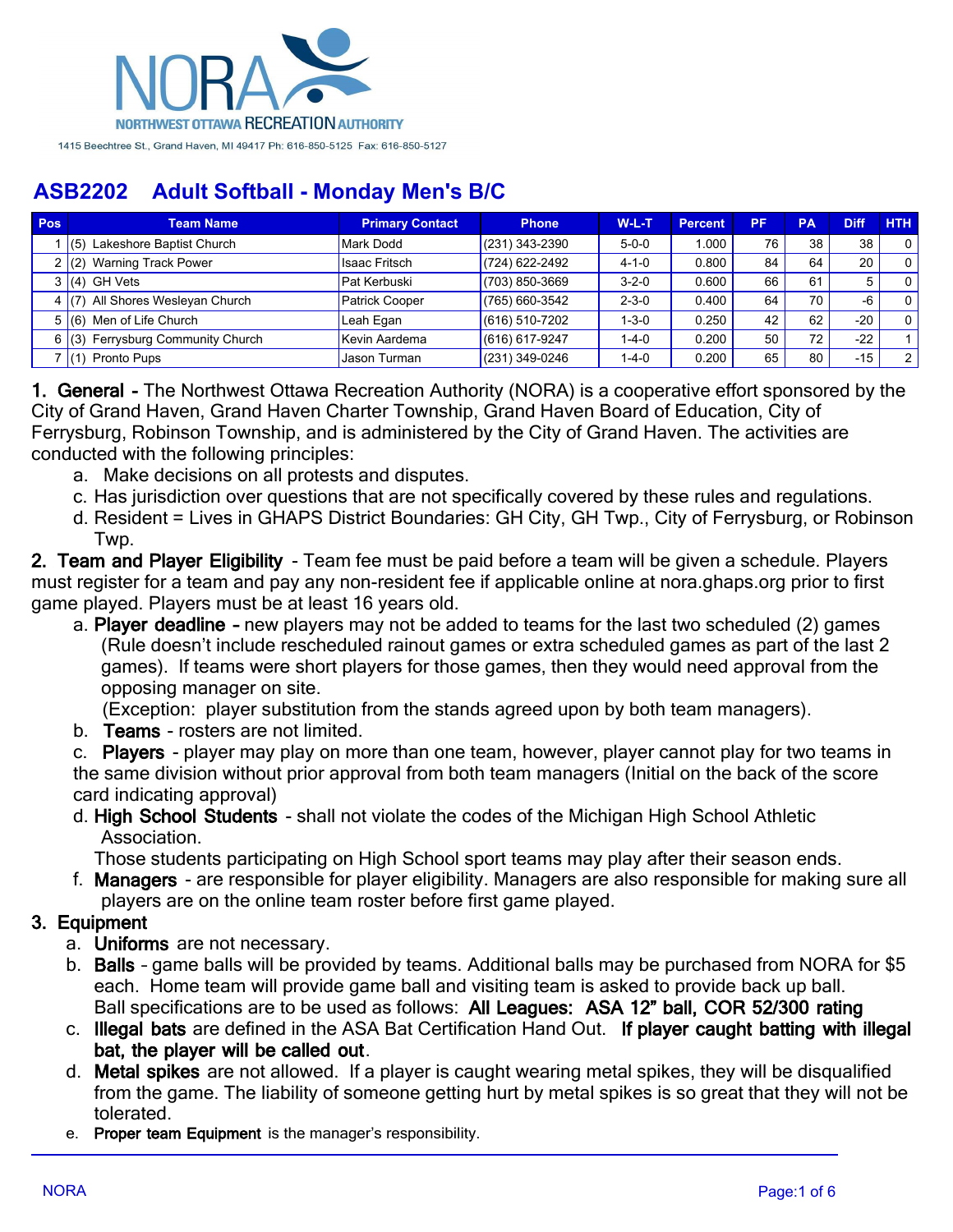NORA

NORTHWEST OTTAWA RECREATION AUTHORITY

1415 Beechtree St., Grand Haven, MI 49417 Ph: 616-850-5125 Fax: 616-850-5127

## ASB2202 Adult Softball - Monday Men's B/C

| Pos | Team Name | Primary Contact | Phone | W-L-T | Percent | PF | PA | Diff | HTH |
|---|---|---|---|---|---|---|---|---|---|
| 1 | (5) Lakeshore Baptist Church | Mark Dodd | (231) 343-2390 | 5-0-0 | 1.000 | 76 | 38 | 38 | 0 |
| 2 | (2) Warning Track Power | Isaac Fritsch | (724) 622-2492 | 4-1-0 | 0.800 | 84 | 64 | 20 | 0 |
| 3 | (4) GH Vets | Pat Kerbuski | (703) 850-3669 | 3-2-0 | 0.600 | 66 | 61 | 5 | 0 |
| 4 | (7) All Shores Wesleyan Church | Patrick Cooper | (765) 660-3542 | 2-3-0 | 0.400 | 64 | 70 | -6 | 0 |
| 5 | (6) Men of Life Church | Leah Egan | (616) 510-7202 | 1-3-0 | 0.250 | 42 | 62 | -20 | 0 |
| 6 | (3) Ferrysburg Community Church | Kevin Aardema | (616) 617-9247 | 1-4-0 | 0.200 | 50 | 72 | -22 | 1 |
| 7 | (1) Pronto Pups | Jason Turman | (231) 349-0246 | 1-4-0 | 0.200 | 65 | 80 | -15 | 2 |

**1. General -** The Northwest Ottawa Recreation Authority (NORA) is a cooperative effort sponsored by the City of Grand Haven, Grand Haven Charter Township, Grand Haven Board of Education, City of Ferrysburg, Robinson Township, and is administered by the City of Grand Haven. The activities are conducted with the following principles:

a. Make decisions on all protests and disputes.

c. Has jurisdiction over questions that are not specifically covered by these rules and regulations.

d. Resident = Lives in GHAPS District Boundaries: GH City, GH Twp., City of Ferrysburg, or Robinson Twp.

**2. Team and Player Eligibility** - Team fee must be paid before a team will be given a schedule. Players must register for a team and pay any non-resident fee if applicable online at nora.ghaps.org prior to first game played. Players must be at least 16 years old.

a. **Player deadline -** new players may not be added to teams for the last two scheduled (2) games (Rule doesn't include rescheduled rainout games or extra scheduled games as part of the last 2 games). If teams were short players for those games, then they would need approval from the opposing manager on site.
(Exception: player substitution from the stands agreed upon by both team managers).

b. **Teams** - rosters are not limited.

c. **Players** - player may play on more than one team, however, player cannot play for two teams in the same division without prior approval from both team managers (Initial on the back of the score card indicating approval)

d. **High School Students** - shall not violate the codes of the Michigan High School Athletic Association.
Those students participating on High School sport teams may play after their season ends.

f. **Managers** - are responsible for player eligibility. Managers are also responsible for making sure all players are on the online team roster before first game played.

**3. Equipment**

a. **Uniforms** are not necessary.

b. **Balls** - game balls will be provided by teams. Additional balls may be purchased from NORA for $5 each. Home team will provide game ball and visiting team is asked to provide back up ball.
Ball specifications are to be used as follows: **All Leagues: ASA 12" ball, COR 52/300 rating**

c. **Illegal bats** are defined in the ASA Bat Certification Hand Out. **If player caught batting with illegal bat, the player will be called out**.

d. **Metal spikes** are not allowed. If a player is caught wearing metal spikes, they will be disqualified from the game. The liability of someone getting hurt by metal spikes is so great that they will not be tolerated.

e. **Proper team Equipment** is the manager's responsibility.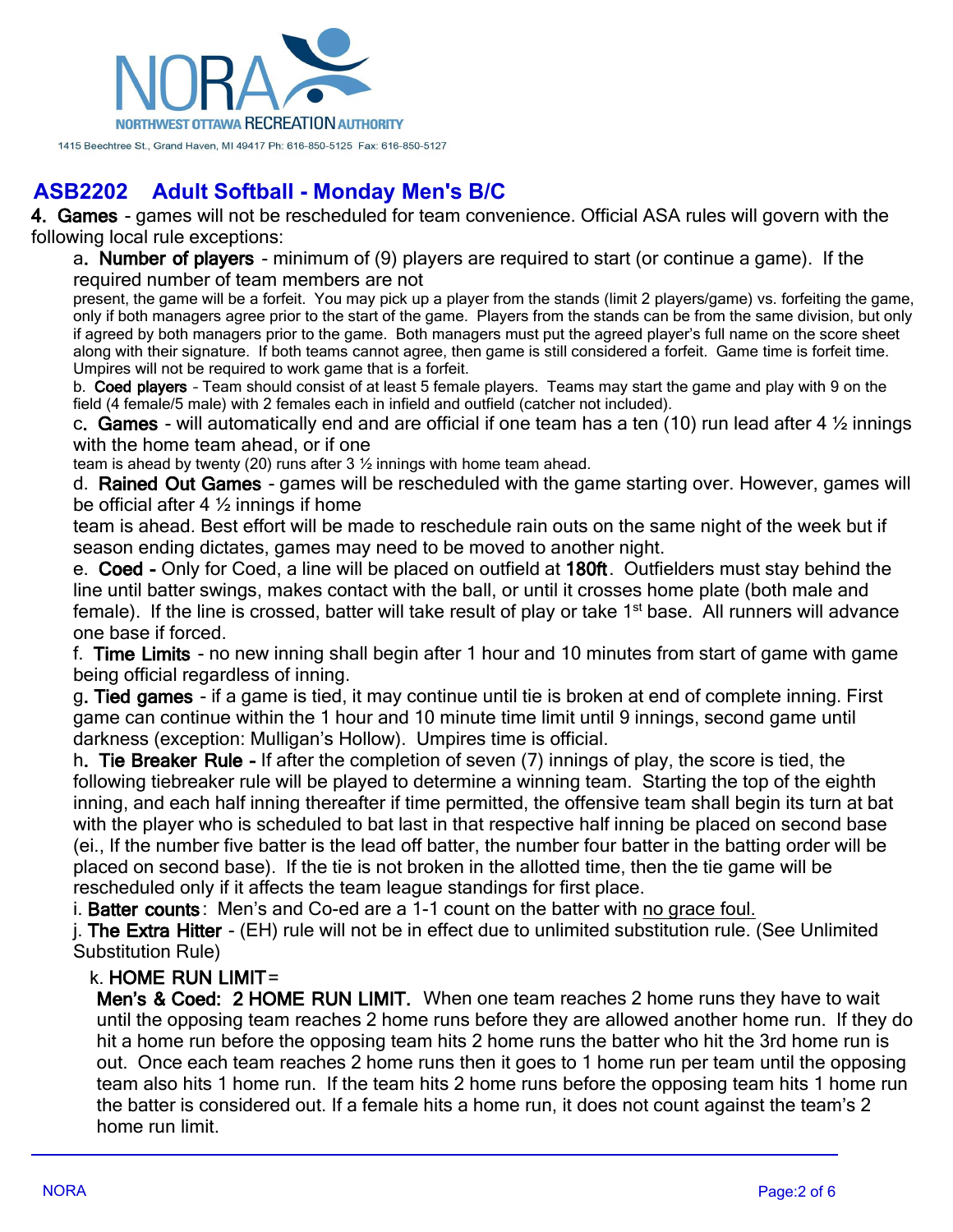NORA
NORTHWEST OTTAWA RECREATION AUTHORITY

1415 Beechtree St., Grand Haven, MI 49417 Ph: 616-850-5125 Fax: 616-850-5127

## ASB2202 Adult Softball - Monday Men's B/C

**4. Games** - games will not be rescheduled for team convenience. Official ASA rules will govern with the following local rule exceptions:

a**. Number of players** - minimum of (9) players are required to start (or continue a game). If the required number of team members are not present, the game will be a forfeit. You may pick up a player from the stands (limit 2 players/game) vs. forfeiting the game, only if both managers agree prior to the start of the game. Players from the stands can be from the same division, but only if agreed by both managers prior to the game. Both managers must put the agreed player's full name on the score sheet along with their signature. If both teams cannot agree, then game is still considered a forfeit. Game time is forfeit time. Umpires will not be required to work game that is a forfeit.

b. **Coed players** – Team should consist of at least 5 female players. Teams may start the game and play with 9 on the field (4 female/5 male) with 2 females each in infield and outfield (catcher not included).

c**. Games** - will automatically end and are official if one team has a ten (10) run lead after 4 ½ innings with the home team ahead, or if one team is ahead by twenty (20) runs after 3 ½ innings with home team ahead.

d. **Rained Out Games** - games will be rescheduled with the game starting over. However, games will be official after 4 ½ innings if home team is ahead. Best effort will be made to reschedule rain outs on the same night of the week but if season ending dictates, games may need to be moved to another night.

e. **Coed -** Only for Coed, a line will be placed on outfield at **180ft**. Outfielders must stay behind the line until batter swings, makes contact with the ball, or until it crosses home plate (both male and female). If the line is crossed, batter will take result of play or take 1st base. All runners will advance one base if forced.

f. **Time Limits** - no new inning shall begin after 1 hour and 10 minutes from start of game with game being official regardless of inning.

g**. Tied games** - if a game is tied, it may continue until tie is broken at end of complete inning. First game can continue within the 1 hour and 10 minute time limit until 9 innings, second game until darkness (exception: Mulligan's Hollow). Umpires time is official.

h**. Tie Breaker Rule -** If after the completion of seven (7) innings of play, the score is tied, the following tiebreaker rule will be played to determine a winning team. Starting the top of the eighth inning, and each half inning thereafter if time permitted, the offensive team shall begin its turn at bat with the player who is scheduled to bat last in that respective half inning be placed on second base (ei., If the number five batter is the lead off batter, the number four batter in the batting order will be placed on second base). If the tie is not broken in the allotted time, then the tie game will be rescheduled only if it affects the team league standings for first place.

i. **Batter counts**: Men's and Co-ed are a 1-1 count on the batter with <u>no grace foul.</u>

j. **The Extra Hitter** - (EH) rule will not be in effect due to unlimited substitution rule. (See Unlimited Substitution Rule)

k. **HOME RUN LIMIT**=

**Men's & Coed: 2 HOME RUN LIMIT.** When one team reaches 2 home runs they have to wait until the opposing team reaches 2 home runs before they are allowed another home run. If they do hit a home run before the opposing team hits 2 home runs the batter who hit the 3rd home run is out. Once each team reaches 2 home runs then it goes to 1 home run per team until the opposing team also hits 1 home run. If the team hits 2 home runs before the opposing team hits 1 home run the batter is considered out. If a female hits a home run, it does not count against the team's 2 home run limit.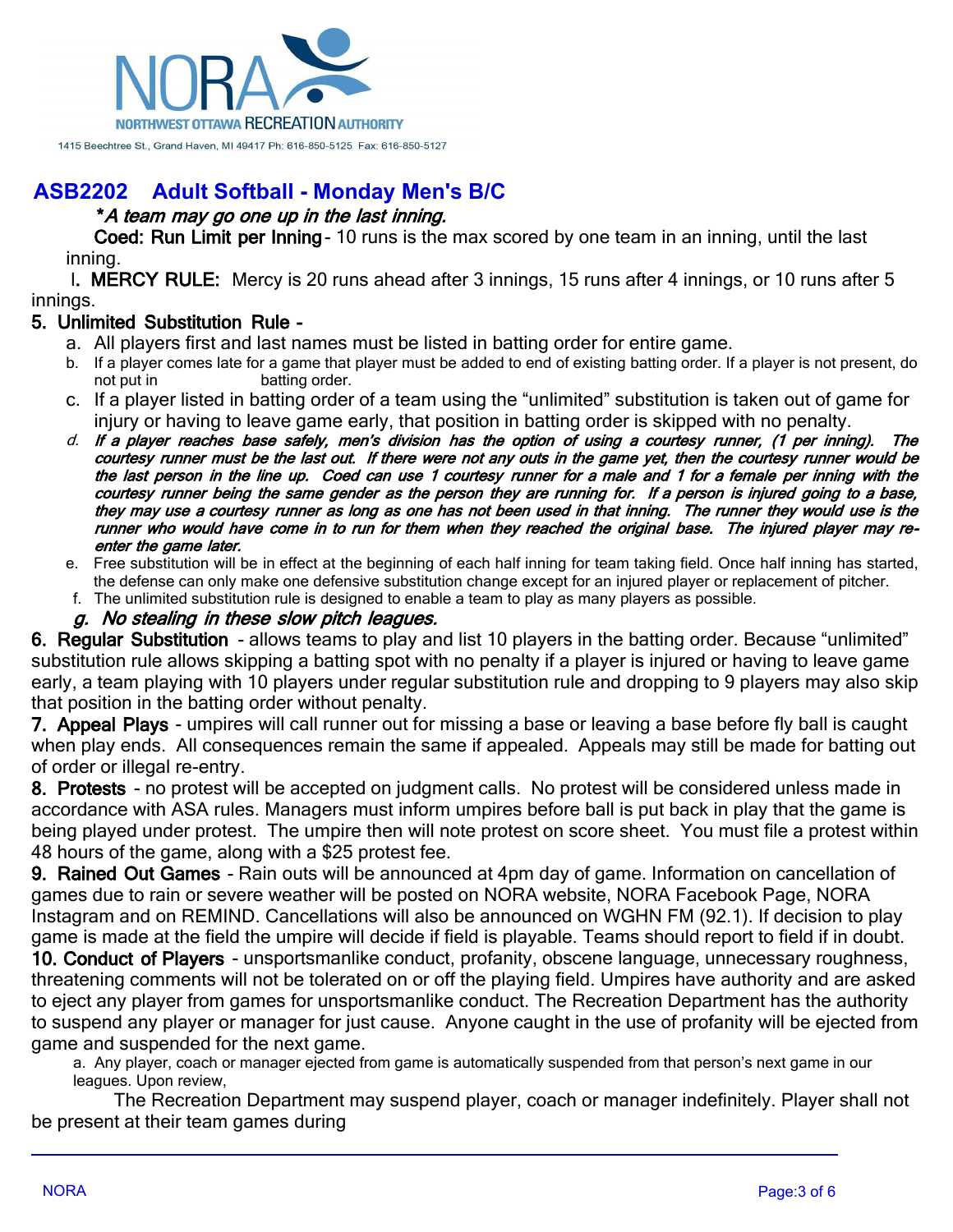NORA
NORTHWEST OTTAWA RECREATION AUTHORITY
1415 Beechtree St., Grand Haven, MI 49417 Ph: 616-850-5125 Fax: 616-850-5127

## ASB2202 Adult Softball - Monday Men's B/C

*\*A team may go one up in the last inning.*

**Coed: Run Limit per Inning** - 10 runs is the max scored by one team in an inning, until the last inning.

I. **MERCY RULE:** Mercy is 20 runs ahead after 3 innings, 15 runs after 4 innings, or 10 runs after 5 innings.

**5. Unlimited Substitution Rule -**

a. All players first and last names must be listed in batting order for entire game.
b. If a player comes late for a game that player must be added to end of existing batting order. If a player is not present, do not put in batting order.
c. If a player listed in batting order of a team using the "unlimited" substitution is taken out of game for injury or having to leave game early, that position in batting order is skipped with no penalty.
d. *If a player reaches base safely, men's division has the option of using a courtesy runner, (1 per inning). The courtesy runner must be the last out. If there were not any outs in the game yet, then the courtesy runner would be the last person in the line up. Coed can use 1 courtesy runner for a male and 1 for a female per inning with the courtesy runner being the same gender as the person they are running for. If a person is injured going to a base, they may use a courtesy runner as long as one has not been used in that inning. The runner they would use is the runner who would have come in to run for them when they reached the original base. The injured player may re-enter the game later.*
e. Free substitution will be in effect at the beginning of each half inning for team taking field. Once half inning has started, the defense can only make one defensive substitution change except for an injured player or replacement of pitcher.
f. The unlimited substitution rule is designed to enable a team to play as many players as possible.
g. ***No stealing in these slow pitch leagues.***

**6. Regular Substitution** - allows teams to play and list 10 players in the batting order. Because "unlimited" substitution rule allows skipping a batting spot with no penalty if a player is injured or having to leave game early, a team playing with 10 players under regular substitution rule and dropping to 9 players may also skip that position in the batting order without penalty.

**7. Appeal Plays** - umpires will call runner out for missing a base or leaving a base before fly ball is caught when play ends. All consequences remain the same if appealed. Appeals may still be made for batting out of order or illegal re-entry.

**8. Protests** - no protest will be accepted on judgment calls. No protest will be considered unless made in accordance with ASA rules. Managers must inform umpires before ball is put back in play that the game is being played under protest. The umpire then will note protest on score sheet. You must file a protest within 48 hours of the game, along with a $25 protest fee.

**9. Rained Out Games** - Rain outs will be announced at 4pm day of game. Information on cancellation of games due to rain or severe weather will be posted on NORA website, NORA Facebook Page, NORA Instagram and on REMIND. Cancellations will also be announced on WGHN FM (92.1). If decision to play game is made at the field the umpire will decide if field is playable. Teams should report to field if in doubt.

**10. Conduct of Players** - unsportsmanlike conduct, profanity, obscene language, unnecessary roughness, threatening comments will not be tolerated on or off the playing field. Umpires have authority and are asked to eject any player from games for unsportsmanlike conduct. The Recreation Department has the authority to suspend any player or manager for just cause. Anyone caught in the use of profanity will be ejected from game and suspended for the next game.

a. Any player, coach or manager ejected from game is automatically suspended from that person's next game in our leagues. Upon review,

The Recreation Department may suspend player, coach or manager indefinitely. Player shall not be present at their team games during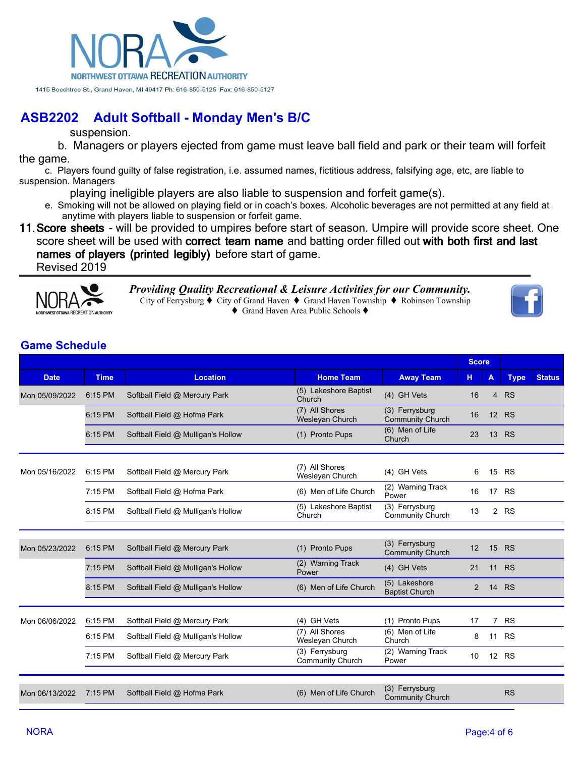## ASB2202 Adult Softball - Monday Men's B/C

suspension.

b. Managers or players ejected from game must leave ball field and park or their team will forfeit the game.

c. Players found guilty of false registration, i.e. assumed names, fictitious address, falsifying age, etc, are liable to suspension. Managers playing ineligible players are also liable to suspension and forfeit game(s).

e. Smoking will not be allowed on playing field or in coach's boxes. Alcoholic beverages are not permitted at any field at anytime with players liable to suspension or forfeit game.

11. **Score sheets** - will be provided to umpires before start of season. Umpire will provide score sheet. One score sheet will be used with **correct team name** and batting order filled out **with both first and last names of players (printed legibly)** before start of game.

Revised 2019

*Providing Quality Recreational & Leisure Activities for our Community.*
City of Ferrysburg ♦ City of Grand Haven ♦ Grand Haven Township ♦ Robinson Township ♦ Grand Haven Area Public Schools ♦

## Game Schedule

| Date | Time | Location | Home Team | Away Team | Score H | Score A | Type | Status |
|---|---|---|---|---|---|---|---|---|
| Mon 05/09/2022 | 6:15 PM | Softball Field @ Mercury Park | (5) Lakeshore Baptist Church | (4) GH Vets | 16 | 4 | RS | |
| | 6:15 PM | Softball Field @ Hofma Park | (7) All Shores Wesleyan Church | (3) Ferrysburg Community Church | 16 | 12 | RS | |
| | 6:15 PM | Softball Field @ Mulligan's Hollow | (1) Pronto Pups | (6) Men of Life Church | 23 | 13 | RS | |
| Mon 05/16/2022 | 6:15 PM | Softball Field @ Mercury Park | (7) All Shores Wesleyan Church | (4) GH Vets | 6 | 15 | RS | |
| | 7:15 PM | Softball Field @ Hofma Park | (6) Men of Life Church | (2) Warning Track Power | 16 | 17 | RS | |
| | 8:15 PM | Softball Field @ Mulligan's Hollow | (5) Lakeshore Baptist Church | (3) Ferrysburg Community Church | 13 | 2 | RS | |
| Mon 05/23/2022 | 6:15 PM | Softball Field @ Mercury Park | (1) Pronto Pups | (3) Ferrysburg Community Church | 12 | 15 | RS | |
| | 7:15 PM | Softball Field @ Mulligan's Hollow | (2) Warning Track Power | (4) GH Vets | 21 | 11 | RS | |
| | 8:15 PM | Softball Field @ Mulligan's Hollow | (6) Men of Life Church | (5) Lakeshore Baptist Church | 2 | 14 | RS | |
| Mon 06/06/2022 | 6:15 PM | Softball Field @ Mercury Park | (4) GH Vets | (1) Pronto Pups | 17 | 7 | RS | |
| | 6:15 PM | Softball Field @ Mulligan's Hollow | (7) All Shores Wesleyan Church | (6) Men of Life Church | 8 | 11 | RS | |
| | 7:15 PM | Softball Field @ Mercury Park | (3) Ferrysburg Community Church | (2) Warning Track Power | 10 | 12 | RS | |
| Mon 06/13/2022 | 7:15 PM | Softball Field @ Hofma Park | (6) Men of Life Church | (3) Ferrysburg Community Church | | | RS | |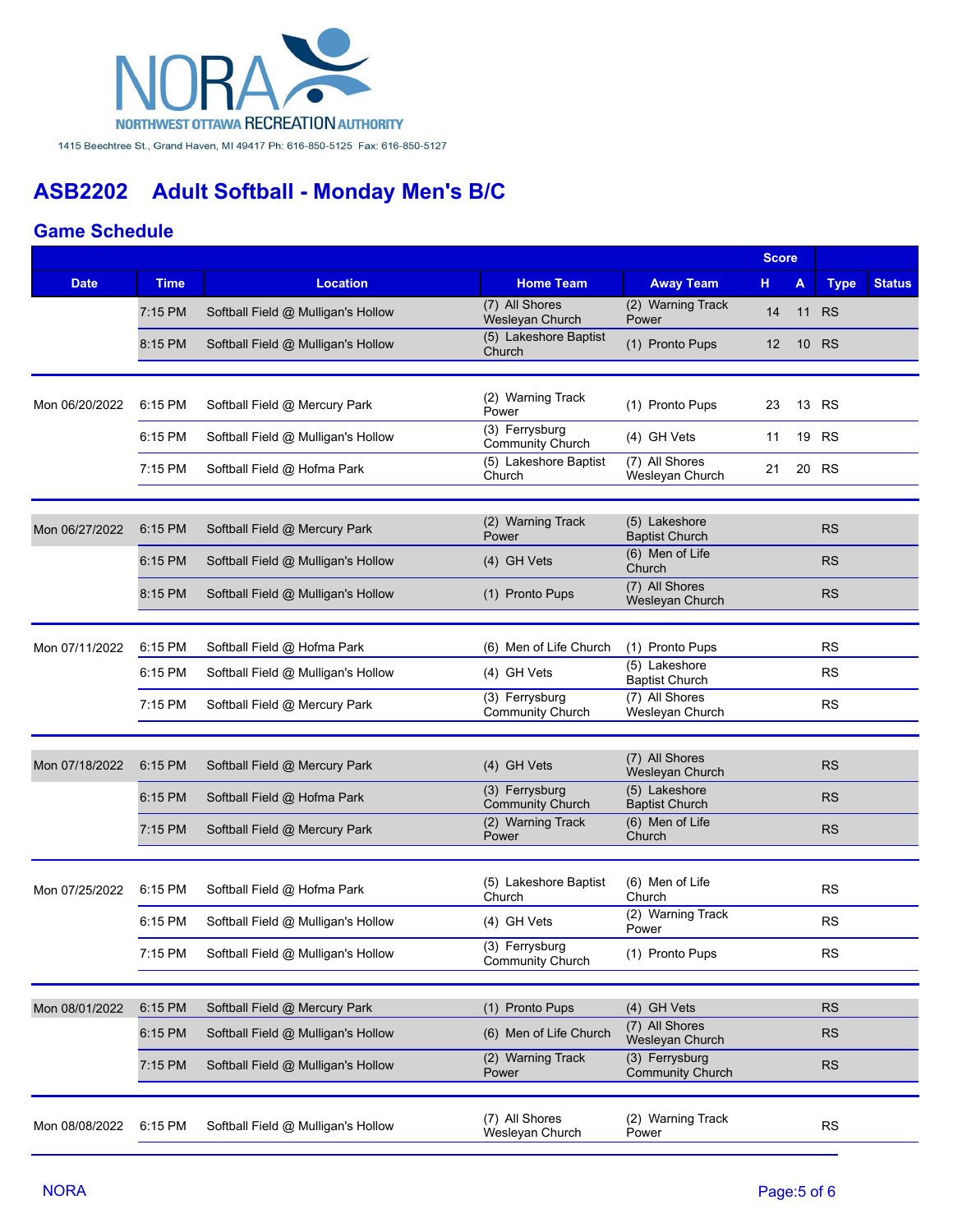NORTHWEST OTTAWA RECREATION AUTHORITY

1415 Beechtree St., Grand Haven, MI 49417 Ph: 616-850-5125 Fax: 616-850-5127

# ASB2202 Adult Softball - Monday Men's B/C

## Game Schedule

| Date | Time | Location | Home Team | Away Team | Score H | Score A | Type | Status |
|---|---|---|---|---|---|---|---|---|
| | 7:15 PM | Softball Field @ Mulligan's Hollow | (7) All Shores Wesleyan Church | (2) Warning Track Power | 14 | 11 | RS | |
| | 8:15 PM | Softball Field @ Mulligan's Hollow | (5) Lakeshore Baptist Church | (1) Pronto Pups | 12 | 10 | RS | |
| Mon 06/20/2022 | 6:15 PM | Softball Field @ Mercury Park | (2) Warning Track Power | (1) Pronto Pups | 23 | 13 | RS | |
| | 6:15 PM | Softball Field @ Mulligan's Hollow | (3) Ferrysburg Community Church | (4) GH Vets | 11 | 19 | RS | |
| | 7:15 PM | Softball Field @ Hofma Park | (5) Lakeshore Baptist Church | (7) All Shores Wesleyan Church | 21 | 20 | RS | |
| Mon 06/27/2022 | 6:15 PM | Softball Field @ Mercury Park | (2) Warning Track Power | (5) Lakeshore Baptist Church | | | RS | |
| | 6:15 PM | Softball Field @ Mulligan's Hollow | (4) GH Vets | (6) Men of Life Church | | | RS | |
| | 8:15 PM | Softball Field @ Mulligan's Hollow | (1) Pronto Pups | (7) All Shores Wesleyan Church | | | RS | |
| Mon 07/11/2022 | 6:15 PM | Softball Field @ Hofma Park | (6) Men of Life Church | (1) Pronto Pups | | | RS | |
| | 6:15 PM | Softball Field @ Mulligan's Hollow | (4) GH Vets | (5) Lakeshore Baptist Church | | | RS | |
| | 7:15 PM | Softball Field @ Mercury Park | (3) Ferrysburg Community Church | (7) All Shores Wesleyan Church | | | RS | |
| Mon 07/18/2022 | 6:15 PM | Softball Field @ Mercury Park | (4) GH Vets | (7) All Shores Wesleyan Church | | | RS | |
| | 6:15 PM | Softball Field @ Hofma Park | (3) Ferrysburg Community Church | (5) Lakeshore Baptist Church | | | RS | |
| | 7:15 PM | Softball Field @ Mercury Park | (2) Warning Track Power | (6) Men of Life Church | | | RS | |
| Mon 07/25/2022 | 6:15 PM | Softball Field @ Hofma Park | (5) Lakeshore Baptist Church | (6) Men of Life Church | | | RS | |
| | 6:15 PM | Softball Field @ Mulligan's Hollow | (4) GH Vets | (2) Warning Track Power | | | RS | |
| | 7:15 PM | Softball Field @ Mulligan's Hollow | (3) Ferrysburg Community Church | (1) Pronto Pups | | | RS | |
| Mon 08/01/2022 | 6:15 PM | Softball Field @ Mercury Park | (1) Pronto Pups | (4) GH Vets | | | RS | |
| | 6:15 PM | Softball Field @ Mulligan's Hollow | (6) Men of Life Church | (7) All Shores Wesleyan Church | | | RS | |
| | 7:15 PM | Softball Field @ Mulligan's Hollow | (2) Warning Track Power | (3) Ferrysburg Community Church | | | RS | |
| Mon 08/08/2022 | 6:15 PM | Softball Field @ Mulligan's Hollow | (7) All Shores Wesleyan Church | (2) Warning Track Power | | | RS | |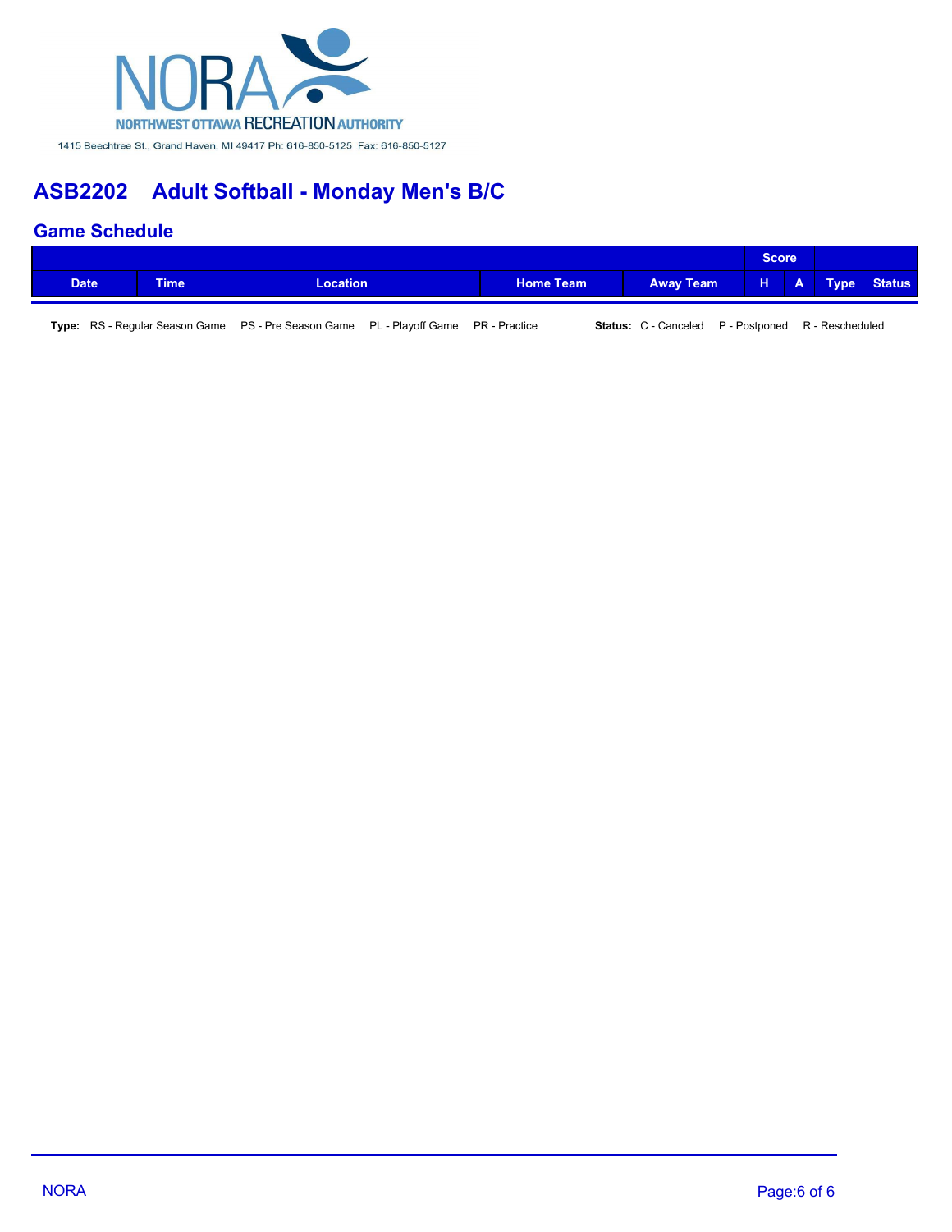NORTHWEST OTTAWA RECREATION AUTHORITY

1415 Beechtree St., Grand Haven, MI 49417 Ph: 616-850-5125 Fax: 616-850-5127

# ASB2202 Adult Softball - Monday Men's B/C

## Game Schedule

| | | | | | Score | | | |
|---|---|---|---|---|---|---|---|---|
| Date | Time | Location | Home Team | Away Team | H | A | Type | Status |

**Type:** RS - Regular Season Game PS - Pre Season Game PL - Playoff Game PR - Practice **Status:** C - Canceled P - Postponed R - Rescheduled